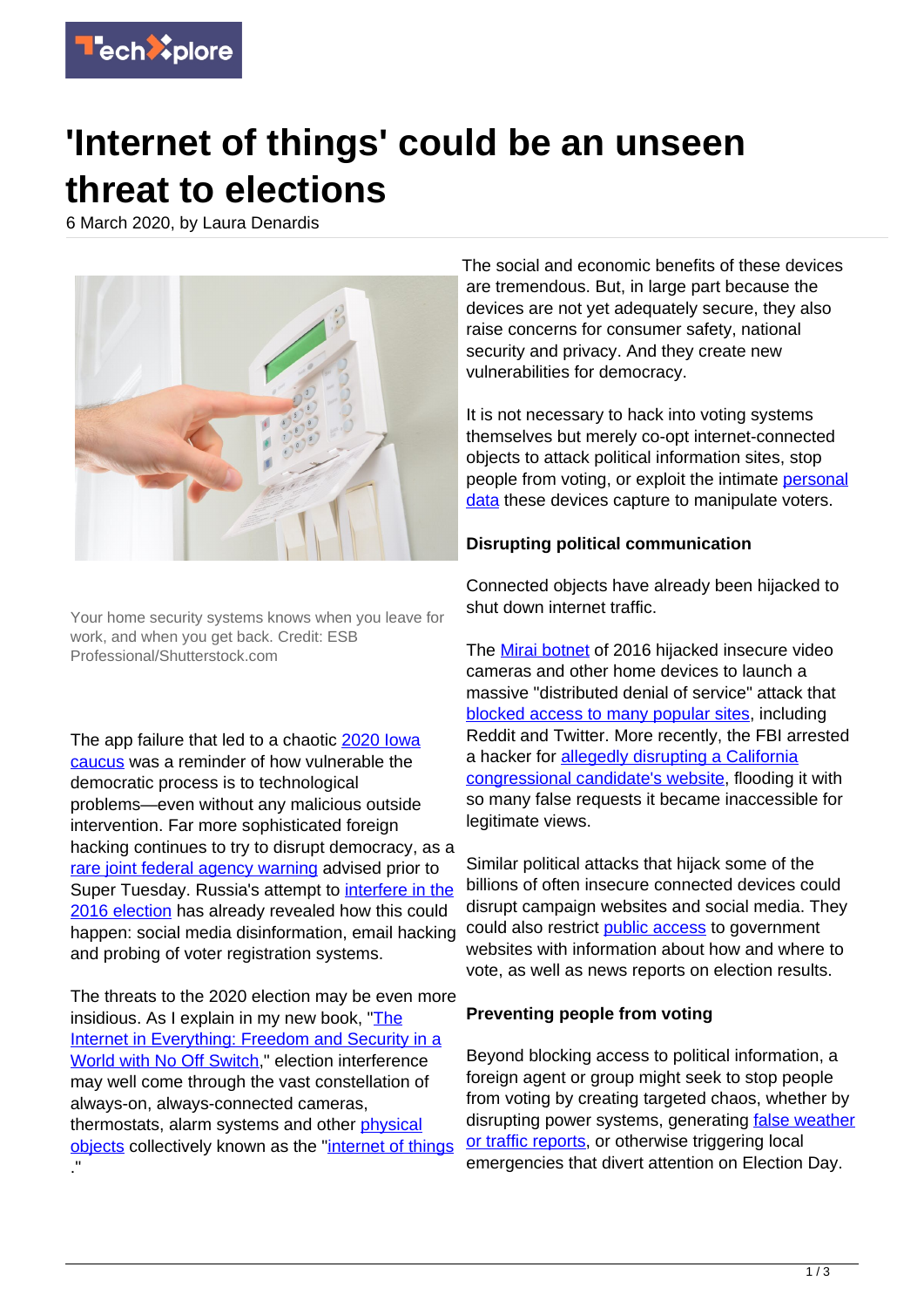# 'Internet of things' could be an unseen threat to elections

6 March 2020, by Laura Denardis

Your home security systems knows when you leave for work, and when you get back. Credit: ESB Professional/Shutterstock.com

The app failure that led to a chaotic 2020 Iowa caucus was a reminder of how vulnerable the democratic process is to technological problems—even without any malicious outside intervention. Far more sophisticated foreign hacking continues to try to disrupt democracy, as a rare joint federal agency warning advised prior to Super Tuesday. Russia's attempt to interfere in the 2016 election has already revealed how this could happen: social media disinformation, email hacking and probing of voter registration systems.

The threats to the 2020 election may be even more insidious. As I explain in my new book, "The Internet in Everything: Freedom and Security in a World with No Off Switch," election interference may well come through the vast constellation of always-on, always-connected cameras, thermostats, alarm systems and other physical objects collectively known as the "internet of things."

The social and economic benefits of these devices are tremendous. But, in large part because the devices are not yet adequately secure, they also raise concerns for consumer safety, national security and privacy. And they create new vulnerabilities for democracy.

It is not necessary to hack into voting systems themselves but merely co-opt internet-connected objects to attack political information sites, stop people from voting, or exploit the intimate personal data these devices capture to manipulate voters.

### Disrupting political communication

Connected objects have already been hijacked to shut down internet traffic.

The Mirai botnet of 2016 hijacked insecure video cameras and other home devices to launch a massive "distributed denial of service" attack that blocked access to many popular sites, including Reddit and Twitter. More recently, the FBI arrested a hacker for allegedly disrupting a California congressional candidate's website, flooding it with so many false requests it became inaccessible for legitimate views.

Similar political attacks that hijack some of the billions of often insecure connected devices could disrupt campaign websites and social media. They could also restrict public access to government websites with information about how and where to vote, as well as news reports on election results.

### Preventing people from voting

Beyond blocking access to political information, a foreign agent or group might seek to stop people from voting by creating targeted chaos, whether by disrupting power systems, generating false weather or traffic reports, or otherwise triggering local emergencies that divert attention on Election Day.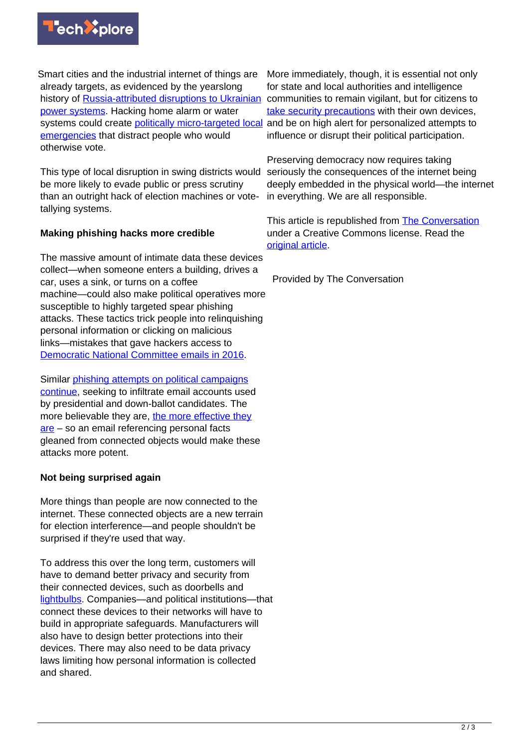Smart cities and the industrial internet of things are already targets, as evidenced by the yearslong history of Russia-attributed disruptions to Ukrainian power systems. Hacking home alarm or water systems could create politically micro-targeted local emergencies that distract people who would otherwise vote.

This type of local disruption in swing districts would be more likely to evade public or press scrutiny than an outright hack of election machines or vote-tallying systems.

**Making phishing hacks more credible**

The massive amount of intimate data these devices collect—when someone enters a building, drives a car, uses a sink, or turns on a coffee machine—could also make political operatives more susceptible to highly targeted spear phishing attacks. These tactics trick people into relinquishing personal information or clicking on malicious links—mistakes that gave hackers access to Democratic National Committee emails in 2016.

Similar phishing attempts on political campaigns continue, seeking to infiltrate email accounts used by presidential and down-ballot candidates. The more believable they are, the more effective they are – so an email referencing personal facts gleaned from connected objects would make these attacks more potent.

**Not being surprised again**

More things than people are now connected to the internet. These connected objects are a new terrain for election interference—and people shouldn't be surprised if they're used that way.

To address this over the long term, customers will have to demand better privacy and security from their connected devices, such as doorbells and lightbulbs. Companies—and political institutions—that connect these devices to their networks will have to build in appropriate safeguards. Manufacturers will also have to design better protections into their devices. There may also need to be data privacy laws limiting how personal information is collected and shared.

More immediately, though, it is essential not only for state and local authorities and intelligence communities to remain vigilant, but for citizens to take security precautions with their own devices, and be on high alert for personalized attempts to influence or disrupt their political participation.

Preserving democracy now requires taking seriously the consequences of the internet being deeply embedded in the physical world—the internet in everything. We are all responsible.

This article is republished from The Conversation under a Creative Commons license. Read the original article.

Provided by The Conversation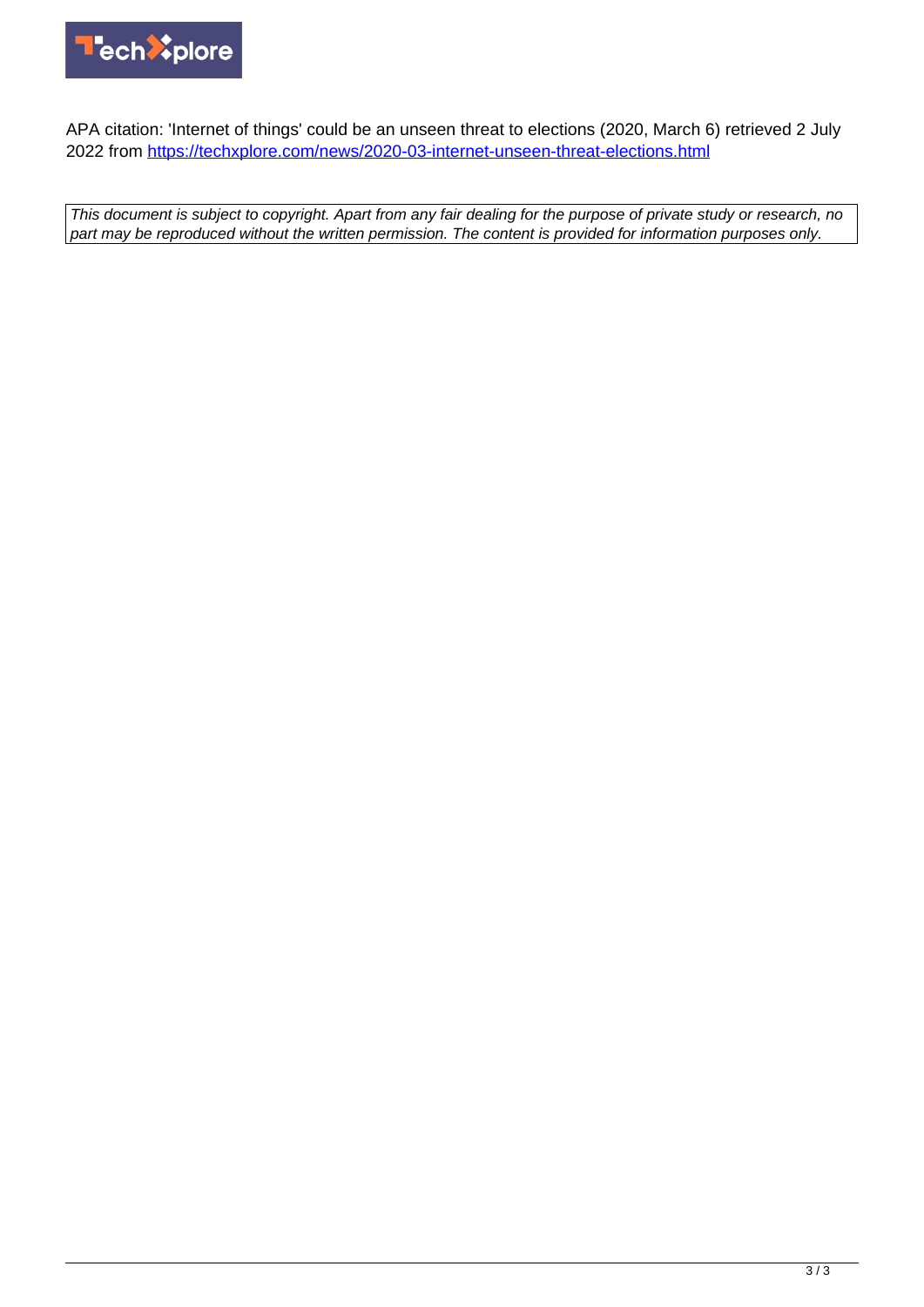APA citation: 'Internet of things' could be an unseen threat to elections (2020, March 6) retrieved 2 July 2022 from https://techxplore.com/news/2020-03-internet-unseen-threat-elections.html

*This document is subject to copyright. Apart from any fair dealing for the purpose of private study or research, no part may be reproduced without the written permission. The content is provided for information purposes only.*